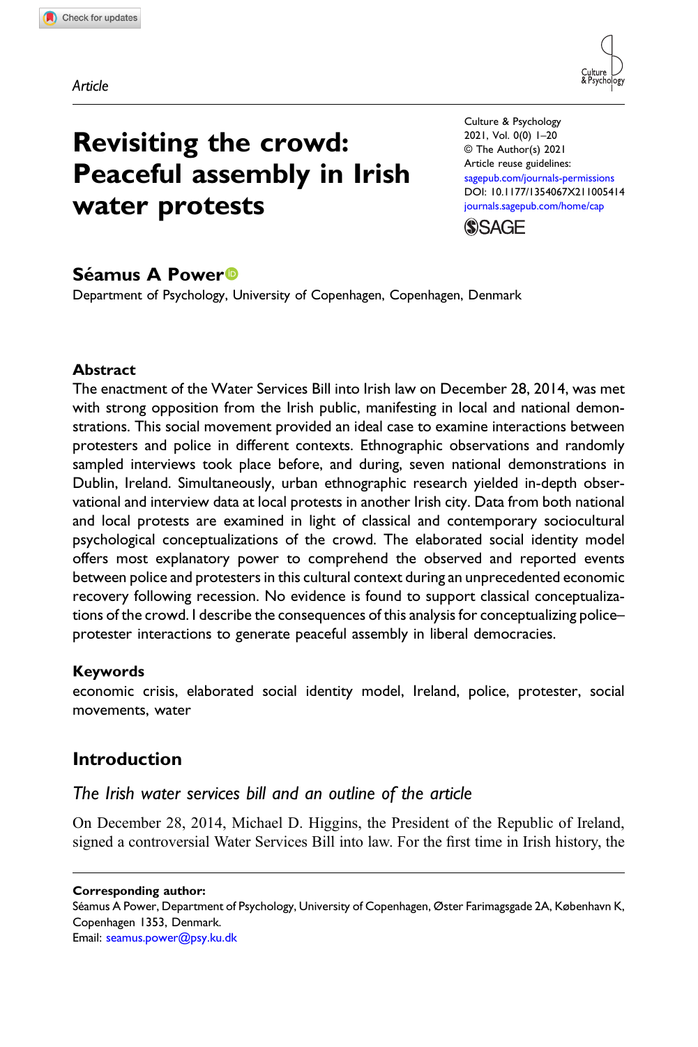Article

# Revisiting the crowd: Peaceful assembly in Irish water protests

Culture & Psychology
2021, Vol. 0(0) 1–20
© The Author(s) 2021
Article reuse guidelines:
sagepub.com/journals-permissions
DOI: 10.1177/1354067X211005414
journals.sagepub.com/home/cap

**Séamus A Power**

Department of Psychology, University of Copenhagen, Copenhagen, Denmark

## Abstract

The enactment of the Water Services Bill into Irish law on December 28, 2014, was met with strong opposition from the Irish public, manifesting in local and national demonstrations. This social movement provided an ideal case to examine interactions between protesters and police in different contexts. Ethnographic observations and randomly sampled interviews took place before, and during, seven national demonstrations in Dublin, Ireland. Simultaneously, urban ethnographic research yielded in-depth observational and interview data at local protests in another Irish city. Data from both national and local protests are examined in light of classical and contemporary sociocultural psychological conceptualizations of the crowd. The elaborated social identity model offers most explanatory power to comprehend the observed and reported events between police and protesters in this cultural context during an unprecedented economic recovery following recession. No evidence is found to support classical conceptualizations of the crowd. I describe the consequences of this analysis for conceptualizing police–protester interactions to generate peaceful assembly in liberal democracies.

## Keywords

economic crisis, elaborated social identity model, Ireland, police, protester, social movements, water

## Introduction

### *The Irish water services bill and an outline of the article*

On December 28, 2014, Michael D. Higgins, the President of the Republic of Ireland, signed a controversial Water Services Bill into law. For the first time in Irish history, the

**Corresponding author:**
Séamus A Power, Department of Psychology, University of Copenhagen, Øster Farimagsgade 2A, København K, Copenhagen 1353, Denmark.
Email: seamus.power@psy.ku.dk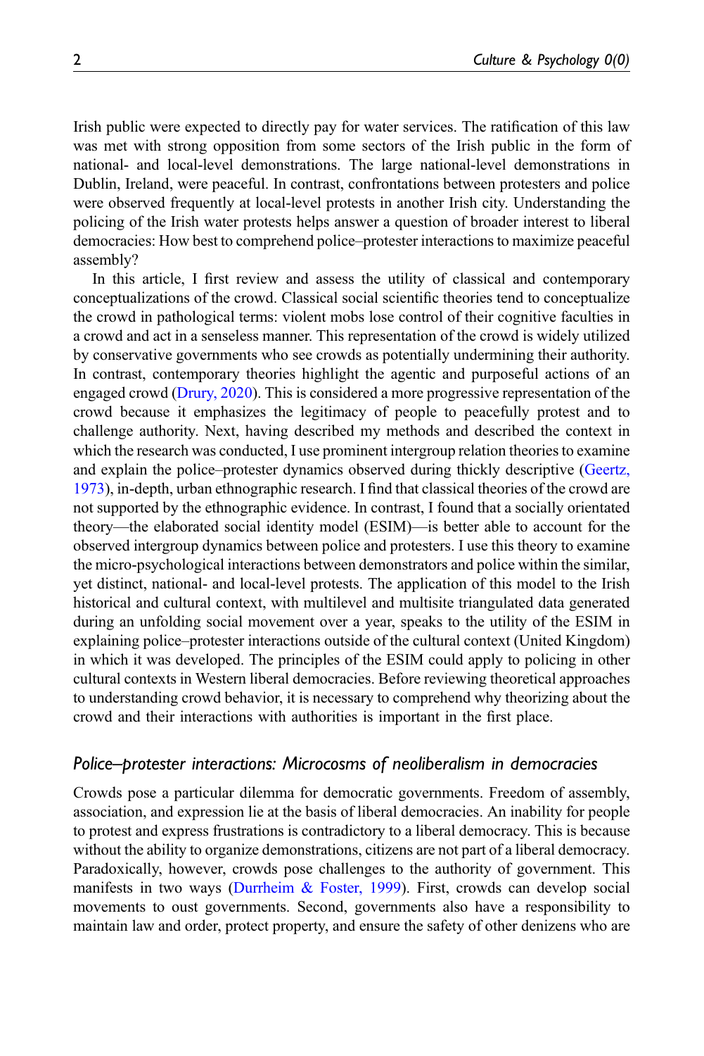Irish public were expected to directly pay for water services. The ratification of this law was met with strong opposition from some sectors of the Irish public in the form of national- and local-level demonstrations. The large national-level demonstrations in Dublin, Ireland, were peaceful. In contrast, confrontations between protesters and police were observed frequently at local-level protests in another Irish city. Understanding the policing of the Irish water protests helps answer a question of broader interest to liberal democracies: How best to comprehend police–protester interactions to maximize peaceful assembly?

In this article, I first review and assess the utility of classical and contemporary conceptualizations of the crowd. Classical social scientific theories tend to conceptualize the crowd in pathological terms: violent mobs lose control of their cognitive faculties in a crowd and act in a senseless manner. This representation of the crowd is widely utilized by conservative governments who see crowds as potentially undermining their authority. In contrast, contemporary theories highlight the agentic and purposeful actions of an engaged crowd (Drury, 2020). This is considered a more progressive representation of the crowd because it emphasizes the legitimacy of people to peacefully protest and to challenge authority. Next, having described my methods and described the context in which the research was conducted, I use prominent intergroup relation theories to examine and explain the police–protester dynamics observed during thickly descriptive (Geertz, 1973), in-depth, urban ethnographic research. I find that classical theories of the crowd are not supported by the ethnographic evidence. In contrast, I found that a socially orientated theory—the elaborated social identity model (ESIM)—is better able to account for the observed intergroup dynamics between police and protesters. I use this theory to examine the micro-psychological interactions between demonstrators and police within the similar, yet distinct, national- and local-level protests. The application of this model to the Irish historical and cultural context, with multilevel and multisite triangulated data generated during an unfolding social movement over a year, speaks to the utility of the ESIM in explaining police–protester interactions outside of the cultural context (United Kingdom) in which it was developed. The principles of the ESIM could apply to policing in other cultural contexts in Western liberal democracies. Before reviewing theoretical approaches to understanding crowd behavior, it is necessary to comprehend why theorizing about the crowd and their interactions with authorities is important in the first place.

### *Police–protester interactions: Microcosms of neoliberalism in democracies*

Crowds pose a particular dilemma for democratic governments. Freedom of assembly, association, and expression lie at the basis of liberal democracies. An inability for people to protest and express frustrations is contradictory to a liberal democracy. This is because without the ability to organize demonstrations, citizens are not part of a liberal democracy. Paradoxically, however, crowds pose challenges to the authority of government. This manifests in two ways (Durrheim & Foster, 1999). First, crowds can develop social movements to oust governments. Second, governments also have a responsibility to maintain law and order, protect property, and ensure the safety of other denizens who are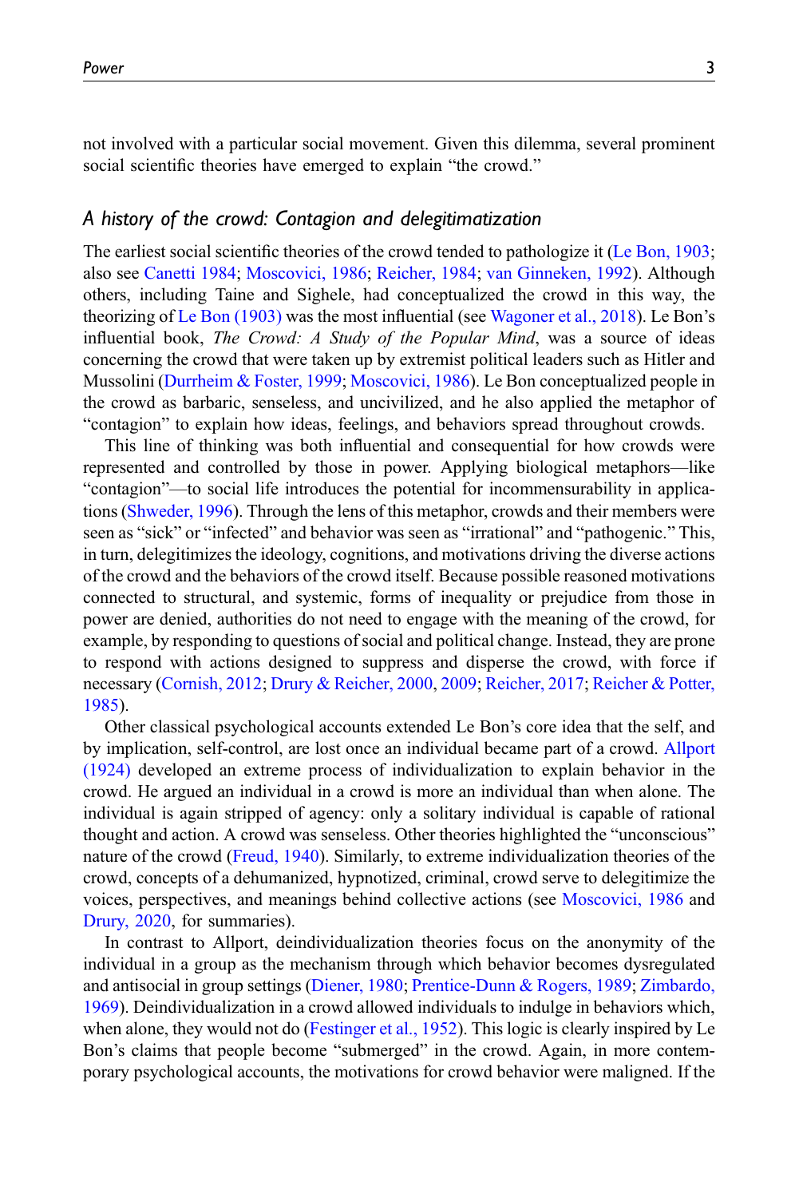not involved with a particular social movement. Given this dilemma, several prominent social scientific theories have emerged to explain "the crowd."

### *A history of the crowd: Contagion and delegitimization*

The earliest social scientific theories of the crowd tended to pathologize it (Le Bon, 1903; also see Canetti 1984; Moscovici, 1986; Reicher, 1984; van Ginneken, 1992). Although others, including Taine and Sighele, had conceptualized the crowd in this way, the theorizing of Le Bon (1903) was the most influential (see Wagoner et al., 2018). Le Bon's influential book, *The Crowd: A Study of the Popular Mind*, was a source of ideas concerning the crowd that were taken up by extremist political leaders such as Hitler and Mussolini (Durrheim & Foster, 1999; Moscovici, 1986). Le Bon conceptualized people in the crowd as barbaric, senseless, and uncivilized, and he also applied the metaphor of "contagion" to explain how ideas, feelings, and behaviors spread throughout crowds.

This line of thinking was both influential and consequential for how crowds were represented and controlled by those in power. Applying biological metaphors—like "contagion"—to social life introduces the potential for incommensurability in applications (Shweder, 1996). Through the lens of this metaphor, crowds and their members were seen as "sick" or "infected" and behavior was seen as "irrational" and "pathogenic." This, in turn, delegitimizes the ideology, cognitions, and motivations driving the diverse actions of the crowd and the behaviors of the crowd itself. Because possible reasoned motivations connected to structural, and systemic, forms of inequality or prejudice from those in power are denied, authorities do not need to engage with the meaning of the crowd, for example, by responding to questions of social and political change. Instead, they are prone to respond with actions designed to suppress and disperse the crowd, with force if necessary (Cornish, 2012; Drury & Reicher, 2000, 2009; Reicher, 2017; Reicher & Potter, 1985).

Other classical psychological accounts extended Le Bon's core idea that the self, and by implication, self-control, are lost once an individual became part of a crowd. Allport (1924) developed an extreme process of individualization to explain behavior in the crowd. He argued an individual in a crowd is more an individual than when alone. The individual is again stripped of agency: only a solitary individual is capable of rational thought and action. A crowd was senseless. Other theories highlighted the "unconscious" nature of the crowd (Freud, 1940). Similarly, to extreme individualization theories of the crowd, concepts of a dehumanized, hypnotized, criminal, crowd serve to delegitimize the voices, perspectives, and meanings behind collective actions (see Moscovici, 1986 and Drury, 2020, for summaries).

In contrast to Allport, deindividualization theories focus on the anonymity of the individual in a group as the mechanism through which behavior becomes dysregulated and antisocial in group settings (Diener, 1980; Prentice-Dunn & Rogers, 1989; Zimbardo, 1969). Deindividualization in a crowd allowed individuals to indulge in behaviors which, when alone, they would not do (Festinger et al., 1952). This logic is clearly inspired by Le Bon's claims that people become "submerged" in the crowd. Again, in more contemporary psychological accounts, the motivations for crowd behavior were maligned. If the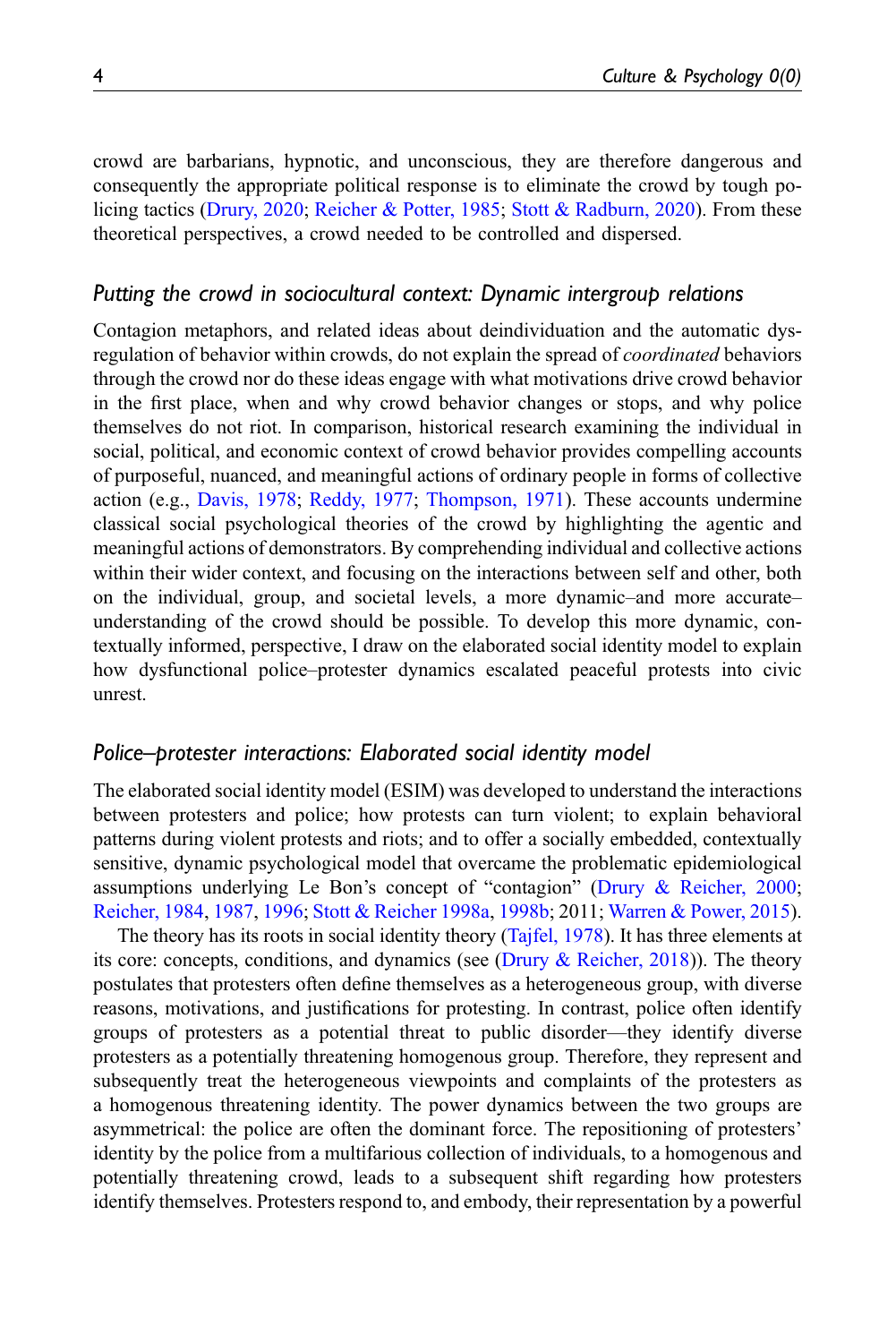crowd are barbarians, hypnotic, and unconscious, they are therefore dangerous and consequently the appropriate political response is to eliminate the crowd by tough policing tactics (Drury, 2020; Reicher & Potter, 1985; Stott & Radburn, 2020). From these theoretical perspectives, a crowd needed to be controlled and dispersed.

### *Putting the crowd in sociocultural context: Dynamic intergroup relations*

Contagion metaphors, and related ideas about deindividuation and the automatic dysregulation of behavior within crowds, do not explain the spread of *coordinated* behaviors through the crowd nor do these ideas engage with what motivations drive crowd behavior in the first place, when and why crowd behavior changes or stops, and why police themselves do not riot. In comparison, historical research examining the individual in social, political, and economic context of crowd behavior provides compelling accounts of purposeful, nuanced, and meaningful actions of ordinary people in forms of collective action (e.g., Davis, 1978; Reddy, 1977; Thompson, 1971). These accounts undermine classical social psychological theories of the crowd by highlighting the agentic and meaningful actions of demonstrators. By comprehending individual and collective actions within their wider context, and focusing on the interactions between self and other, both on the individual, group, and societal levels, a more dynamic–and more accurate–understanding of the crowd should be possible. To develop this more dynamic, contextually informed, perspective, I draw on the elaborated social identity model to explain how dysfunctional police–protester dynamics escalated peaceful protests into civic unrest.

### *Police–protester interactions: Elaborated social identity model*

The elaborated social identity model (ESIM) was developed to understand the interactions between protesters and police; how protests can turn violent; to explain behavioral patterns during violent protests and riots; and to offer a socially embedded, contextually sensitive, dynamic psychological model that overcame the problematic epidemiological assumptions underlying Le Bon's concept of "contagion" (Drury & Reicher, 2000; Reicher, 1984, 1987, 1996; Stott & Reicher 1998a, 1998b; 2011; Warren & Power, 2015).

The theory has its roots in social identity theory (Tajfel, 1978). It has three elements at its core: concepts, conditions, and dynamics (see (Drury & Reicher, 2018)). The theory postulates that protesters often define themselves as a heterogeneous group, with diverse reasons, motivations, and justifications for protesting. In contrast, police often identify groups of protesters as a potential threat to public disorder—they identify diverse protesters as a potentially threatening homogenous group. Therefore, they represent and subsequently treat the heterogeneous viewpoints and complaints of the protesters as a homogenous threatening identity. The power dynamics between the two groups are asymmetrical: the police are often the dominant force. The repositioning of protesters' identity by the police from a multifarious collection of individuals, to a homogenous and potentially threatening crowd, leads to a subsequent shift regarding how protesters identify themselves. Protesters respond to, and embody, their representation by a powerful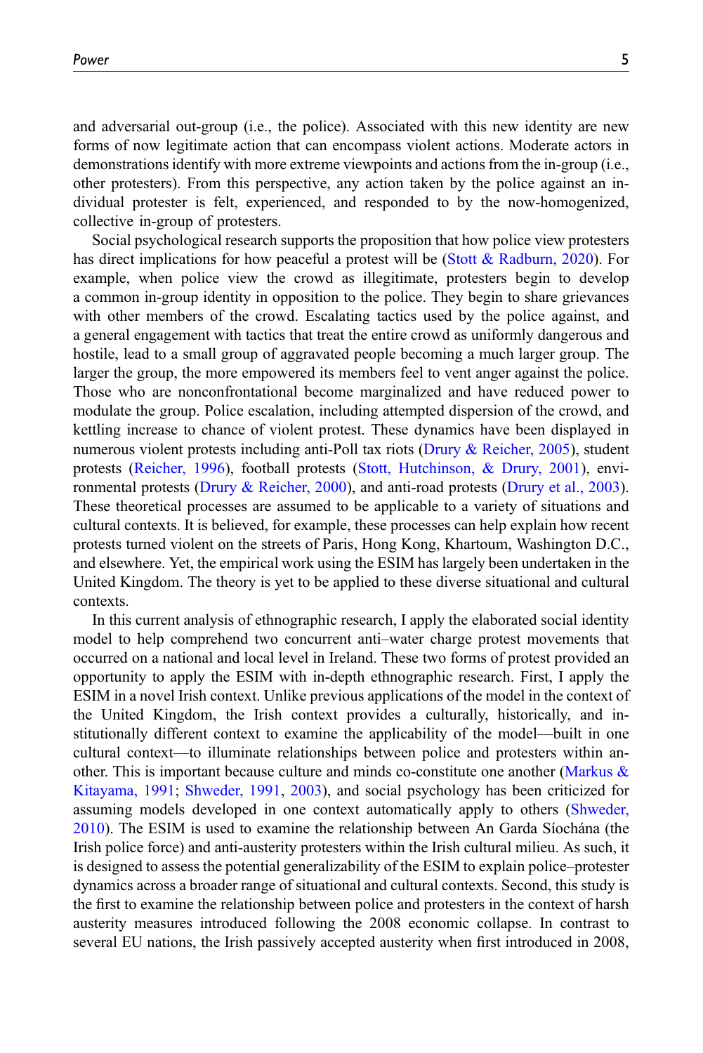and adversarial out-group (i.e., the police). Associated with this new identity are new forms of now legitimate action that can encompass violent actions. Moderate actors in demonstrations identify with more extreme viewpoints and actions from the in-group (i.e., other protesters). From this perspective, any action taken by the police against an individual protester is felt, experienced, and responded to by the now-homogenized, collective in-group of protesters.

Social psychological research supports the proposition that how police view protesters has direct implications for how peaceful a protest will be (Stott & Radburn, 2020). For example, when police view the crowd as illegitimate, protesters begin to develop a common in-group identity in opposition to the police. They begin to share grievances with other members of the crowd. Escalating tactics used by the police against, and a general engagement with tactics that treat the entire crowd as uniformly dangerous and hostile, lead to a small group of aggravated people becoming a much larger group. The larger the group, the more empowered its members feel to vent anger against the police. Those who are nonconfrontational become marginalized and have reduced power to modulate the group. Police escalation, including attempted dispersion of the crowd, and kettling increase to chance of violent protest. These dynamics have been displayed in numerous violent protests including anti-Poll tax riots (Drury & Reicher, 2005), student protests (Reicher, 1996), football protests (Stott, Hutchinson, & Drury, 2001), environmental protests (Drury & Reicher, 2000), and anti-road protests (Drury et al., 2003). These theoretical processes are assumed to be applicable to a variety of situations and cultural contexts. It is believed, for example, these processes can help explain how recent protests turned violent on the streets of Paris, Hong Kong, Khartoum, Washington D.C., and elsewhere. Yet, the empirical work using the ESIM has largely been undertaken in the United Kingdom. The theory is yet to be applied to these diverse situational and cultural contexts.

In this current analysis of ethnographic research, I apply the elaborated social identity model to help comprehend two concurrent anti–water charge protest movements that occurred on a national and local level in Ireland. These two forms of protest provided an opportunity to apply the ESIM with in-depth ethnographic research. First, I apply the ESIM in a novel Irish context. Unlike previous applications of the model in the context of the United Kingdom, the Irish context provides a culturally, historically, and institutionally different context to examine the applicability of the model—built in one cultural context—to illuminate relationships between police and protesters within another. This is important because culture and minds co-constitute one another (Markus & Kitayama, 1991; Shweder, 1991, 2003), and social psychology has been criticized for assuming models developed in one context automatically apply to others (Shweder, 2010). The ESIM is used to examine the relationship between An Garda Síochána (the Irish police force) and anti-austerity protesters within the Irish cultural milieu. As such, it is designed to assess the potential generalizability of the ESIM to explain police–protester dynamics across a broader range of situational and cultural contexts. Second, this study is the first to examine the relationship between police and protesters in the context of harsh austerity measures introduced following the 2008 economic collapse. In contrast to several EU nations, the Irish passively accepted austerity when first introduced in 2008,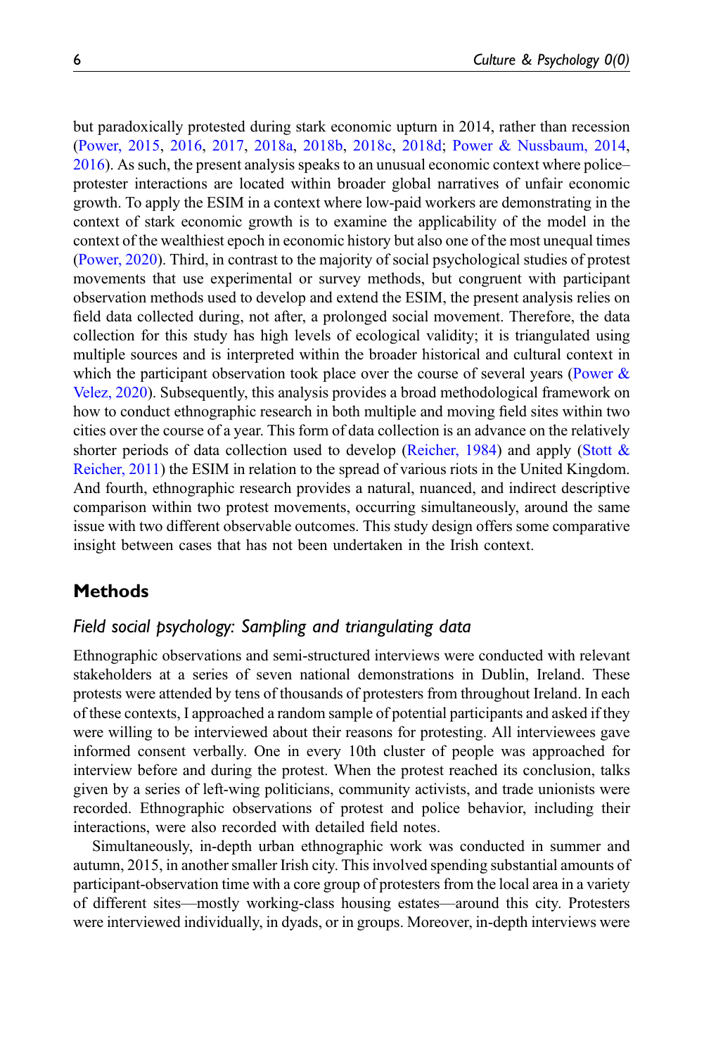but paradoxically protested during stark economic upturn in 2014, rather than recession (Power, 2015, 2016, 2017, 2018a, 2018b, 2018c, 2018d; Power & Nussbaum, 2014, 2016). As such, the present analysis speaks to an unusual economic context where police–protester interactions are located within broader global narratives of unfair economic growth. To apply the ESIM in a context where low-paid workers are demonstrating in the context of stark economic growth is to examine the applicability of the model in the context of the wealthiest epoch in economic history but also one of the most unequal times (Power, 2020). Third, in contrast to the majority of social psychological studies of protest movements that use experimental or survey methods, but congruent with participant observation methods used to develop and extend the ESIM, the present analysis relies on field data collected during, not after, a prolonged social movement. Therefore, the data collection for this study has high levels of ecological validity; it is triangulated using multiple sources and is interpreted within the broader historical and cultural context in which the participant observation took place over the course of several years (Power & Velez, 2020). Subsequently, this analysis provides a broad methodological framework on how to conduct ethnographic research in both multiple and moving field sites within two cities over the course of a year. This form of data collection is an advance on the relatively shorter periods of data collection used to develop (Reicher, 1984) and apply (Stott & Reicher, 2011) the ESIM in relation to the spread of various riots in the United Kingdom. And fourth, ethnographic research provides a natural, nuanced, and indirect descriptive comparison within two protest movements, occurring simultaneously, around the same issue with two different observable outcomes. This study design offers some comparative insight between cases that has not been undertaken in the Irish context.

## Methods

### *Field social psychology: Sampling and triangulating data*

Ethnographic observations and semi-structured interviews were conducted with relevant stakeholders at a series of seven national demonstrations in Dublin, Ireland. These protests were attended by tens of thousands of protesters from throughout Ireland. In each of these contexts, I approached a random sample of potential participants and asked if they were willing to be interviewed about their reasons for protesting. All interviewees gave informed consent verbally. One in every 10th cluster of people was approached for interview before and during the protest. When the protest reached its conclusion, talks given by a series of left-wing politicians, community activists, and trade unionists were recorded. Ethnographic observations of protest and police behavior, including their interactions, were also recorded with detailed field notes.

Simultaneously, in-depth urban ethnographic work was conducted in summer and autumn, 2015, in another smaller Irish city. This involved spending substantial amounts of participant-observation time with a core group of protesters from the local area in a variety of different sites—mostly working-class housing estates—around this city. Protesters were interviewed individually, in dyads, or in groups. Moreover, in-depth interviews were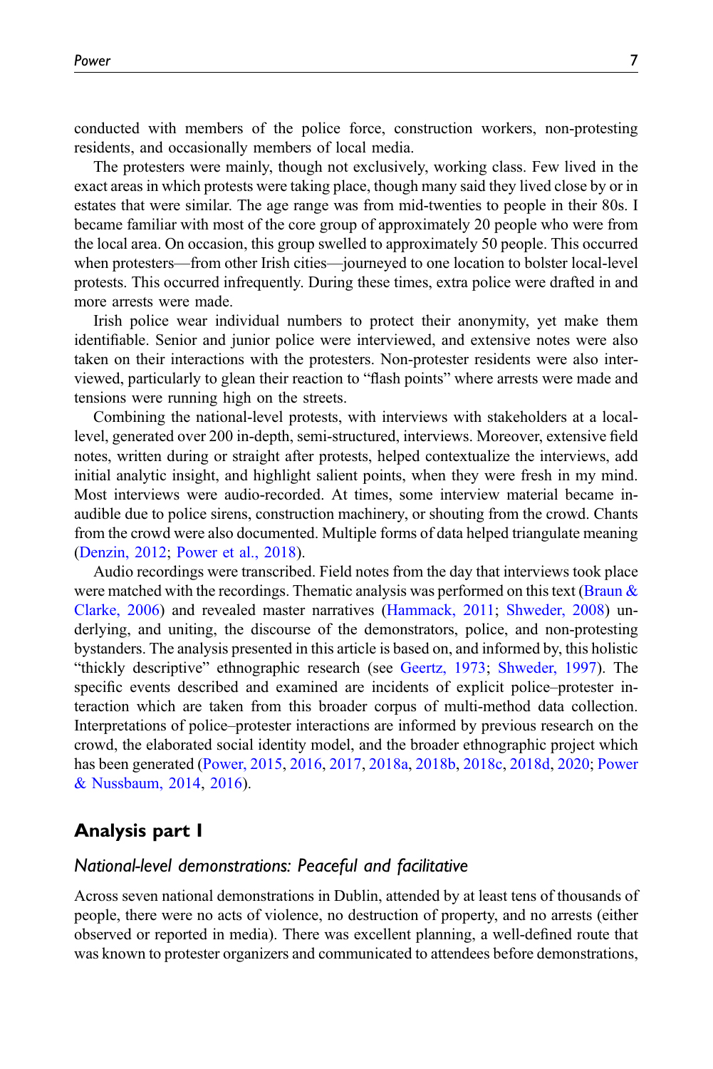conducted with members of the police force, construction workers, non-protesting residents, and occasionally members of local media.

The protesters were mainly, though not exclusively, working class. Few lived in the exact areas in which protests were taking place, though many said they lived close by or in estates that were similar. The age range was from mid-twenties to people in their 80s. I became familiar with most of the core group of approximately 20 people who were from the local area. On occasion, this group swelled to approximately 50 people. This occurred when protesters—from other Irish cities—journeyed to one location to bolster local-level protests. This occurred infrequently. During these times, extra police were drafted in and more arrests were made.

Irish police wear individual numbers to protect their anonymity, yet make them identifiable. Senior and junior police were interviewed, and extensive notes were also taken on their interactions with the protesters. Non-protester residents were also interviewed, particularly to glean their reaction to "flash points" where arrests were made and tensions were running high on the streets.

Combining the national-level protests, with interviews with stakeholders at a local-level, generated over 200 in-depth, semi-structured, interviews. Moreover, extensive field notes, written during or straight after protests, helped contextualize the interviews, add initial analytic insight, and highlight salient points, when they were fresh in my mind. Most interviews were audio-recorded. At times, some interview material became inaudible due to police sirens, construction machinery, or shouting from the crowd. Chants from the crowd were also documented. Multiple forms of data helped triangulate meaning (Denzin, 2012; Power et al., 2018).

Audio recordings were transcribed. Field notes from the day that interviews took place were matched with the recordings. Thematic analysis was performed on this text (Braun & Clarke, 2006) and revealed master narratives (Hammack, 2011; Shweder, 2008) underlying, and uniting, the discourse of the demonstrators, police, and non-protesting bystanders. The analysis presented in this article is based on, and informed by, this holistic "thickly descriptive" ethnographic research (see Geertz, 1973; Shweder, 1997). The specific events described and examined are incidents of explicit police–protester interaction which are taken from this broader corpus of multi-method data collection. Interpretations of police–protester interactions are informed by previous research on the crowd, the elaborated social identity model, and the broader ethnographic project which has been generated (Power, 2015, 2016, 2017, 2018a, 2018b, 2018c, 2018d, 2020; Power & Nussbaum, 2014, 2016).

## Analysis part I

### *National-level demonstrations: Peaceful and facilitative*

Across seven national demonstrations in Dublin, attended by at least tens of thousands of people, there were no acts of violence, no destruction of property, and no arrests (either observed or reported in media). There was excellent planning, a well-defined route that was known to protester organizers and communicated to attendees before demonstrations,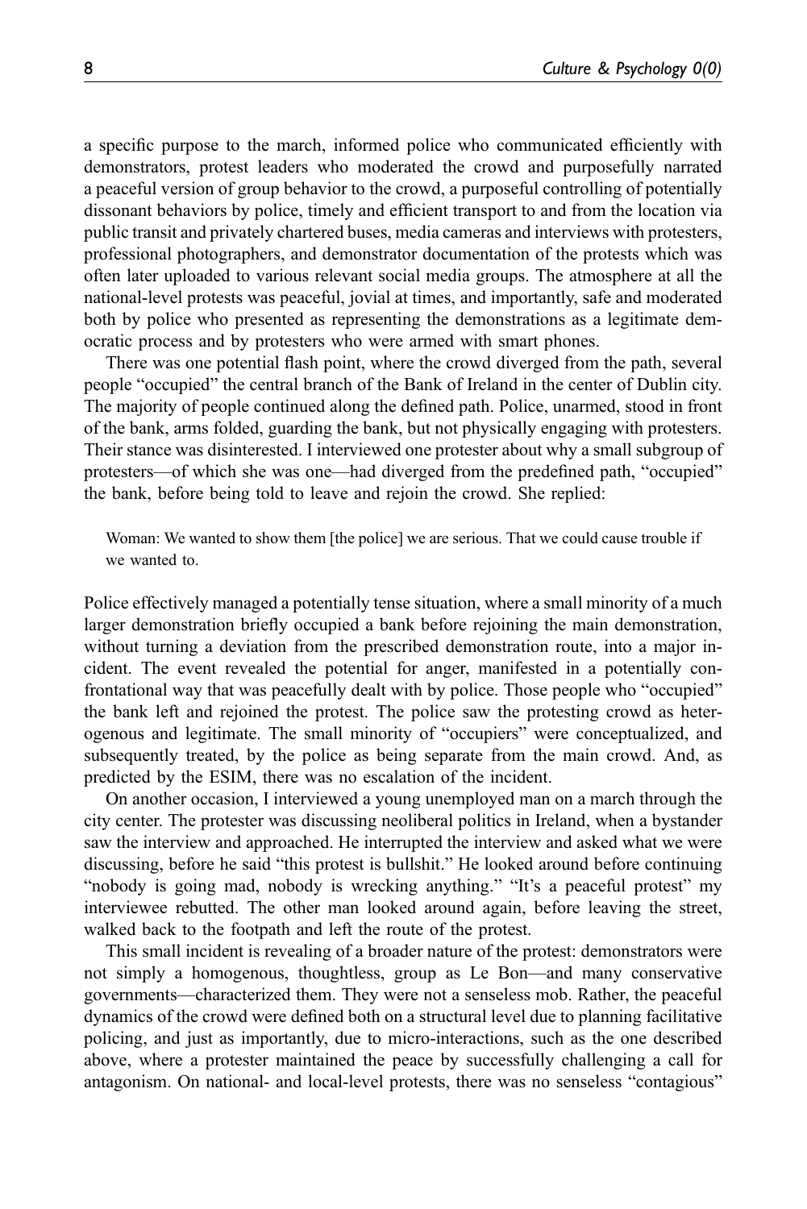a specific purpose to the march, informed police who communicated efficiently with demonstrators, protest leaders who moderated the crowd and purposefully narrated a peaceful version of group behavior to the crowd, a purposeful controlling of potentially dissonant behaviors by police, timely and efficient transport to and from the location via public transit and privately chartered buses, media cameras and interviews with protesters, professional photographers, and demonstrator documentation of the protests which was often later uploaded to various relevant social media groups. The atmosphere at all the national-level protests was peaceful, jovial at times, and importantly, safe and moderated both by police who presented as representing the demonstrations as a legitimate democratic process and by protesters who were armed with smart phones.

There was one potential flash point, where the crowd diverged from the path, several people "occupied" the central branch of the Bank of Ireland in the center of Dublin city. The majority of people continued along the defined path. Police, unarmed, stood in front of the bank, arms folded, guarding the bank, but not physically engaging with protesters. Their stance was disinterested. I interviewed one protester about why a small subgroup of protesters—of which she was one—had diverged from the predefined path, "occupied" the bank, before being told to leave and rejoin the crowd. She replied:

> Woman: We wanted to show them [the police] we are serious. That we could cause trouble if we wanted to.

Police effectively managed a potentially tense situation, where a small minority of a much larger demonstration briefly occupied a bank before rejoining the main demonstration, without turning a deviation from the prescribed demonstration route, into a major incident. The event revealed the potential for anger, manifested in a potentially confrontational way that was peacefully dealt with by police. Those people who "occupied" the bank left and rejoined the protest. The police saw the protesting crowd as heterogenous and legitimate. The small minority of "occupiers" were conceptualized, and subsequently treated, by the police as being separate from the main crowd. And, as predicted by the ESIM, there was no escalation of the incident.

On another occasion, I interviewed a young unemployed man on a march through the city center. The protester was discussing neoliberal politics in Ireland, when a bystander saw the interview and approached. He interrupted the interview and asked what we were discussing, before he said "this protest is bullshit." He looked around before continuing "nobody is going mad, nobody is wrecking anything." "It's a peaceful protest" my interviewee rebutted. The other man looked around again, before leaving the street, walked back to the footpath and left the route of the protest.

This small incident is revealing of a broader nature of the protest: demonstrators were not simply a homogenous, thoughtless, group as Le Bon—and many conservative governments—characterized them. They were not a senseless mob. Rather, the peaceful dynamics of the crowd were defined both on a structural level due to planning facilitative policing, and just as importantly, due to micro-interactions, such as the one described above, where a protester maintained the peace by successfully challenging a call for antagonism. On national- and local-level protests, there was no senseless "contagious"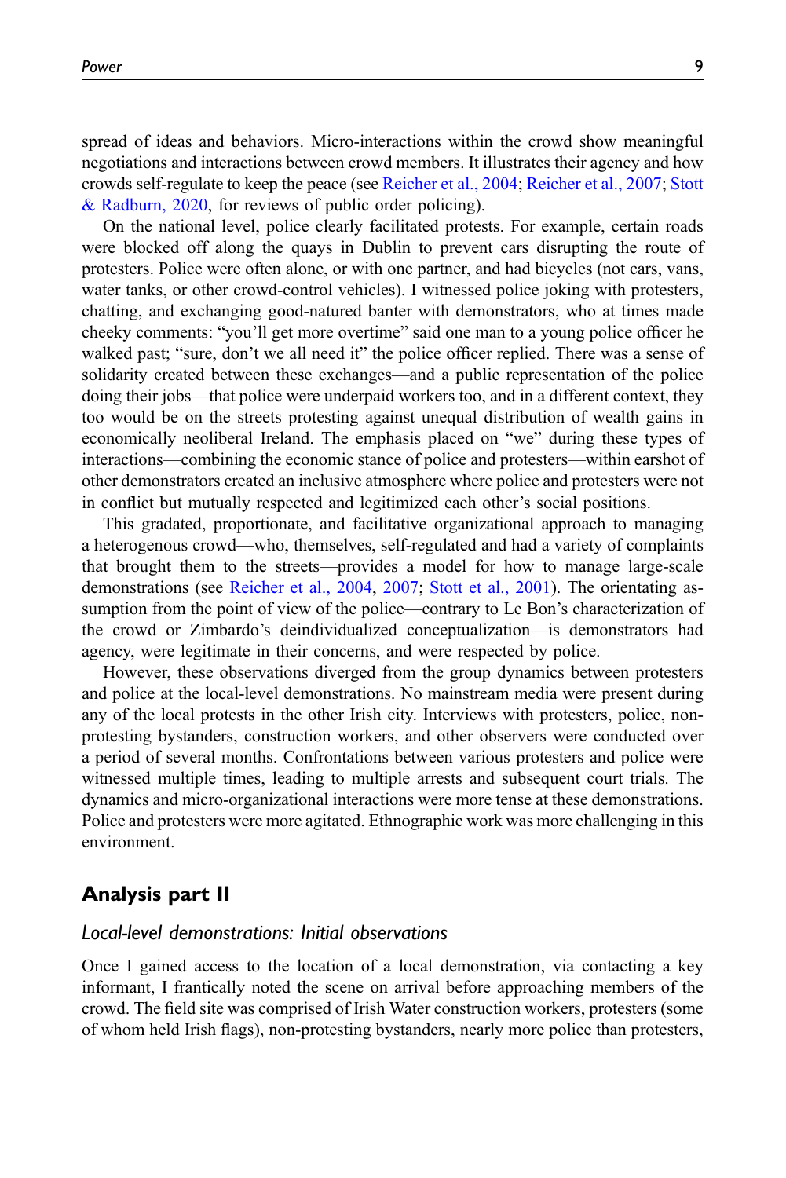spread of ideas and behaviors. Micro-interactions within the crowd show meaningful negotiations and interactions between crowd members. It illustrates their agency and how crowds self-regulate to keep the peace (see Reicher et al., 2004; Reicher et al., 2007; Stott & Radburn, 2020, for reviews of public order policing).

On the national level, police clearly facilitated protests. For example, certain roads were blocked off along the quays in Dublin to prevent cars disrupting the route of protesters. Police were often alone, or with one partner, and had bicycles (not cars, vans, water tanks, or other crowd-control vehicles). I witnessed police joking with protesters, chatting, and exchanging good-natured banter with demonstrators, who at times made cheeky comments: "you'll get more overtime" said one man to a young police officer he walked past; "sure, don't we all need it" the police officer replied. There was a sense of solidarity created between these exchanges—and a public representation of the police doing their jobs—that police were underpaid workers too, and in a different context, they too would be on the streets protesting against unequal distribution of wealth gains in economically neoliberal Ireland. The emphasis placed on "we" during these types of interactions—combining the economic stance of police and protesters—within earshot of other demonstrators created an inclusive atmosphere where police and protesters were not in conflict but mutually respected and legitimized each other's social positions.

This gradated, proportionate, and facilitative organizational approach to managing a heterogenous crowd—who, themselves, self-regulated and had a variety of complaints that brought them to the streets—provides a model for how to manage large-scale demonstrations (see Reicher et al., 2004, 2007; Stott et al., 2001). The orientating assumption from the point of view of the police—contrary to Le Bon's characterization of the crowd or Zimbardo's deindividualized conceptualization—is demonstrators had agency, were legitimate in their concerns, and were respected by police.

However, these observations diverged from the group dynamics between protesters and police at the local-level demonstrations. No mainstream media were present during any of the local protests in the other Irish city. Interviews with protesters, police, non-protesting bystanders, construction workers, and other observers were conducted over a period of several months. Confrontations between various protesters and police were witnessed multiple times, leading to multiple arrests and subsequent court trials. The dynamics and micro-organizational interactions were more tense at these demonstrations. Police and protesters were more agitated. Ethnographic work was more challenging in this environment.

## Analysis part II

### *Local-level demonstrations: Initial observations*

Once I gained access to the location of a local demonstration, via contacting a key informant, I frantically noted the scene on arrival before approaching members of the crowd. The field site was comprised of Irish Water construction workers, protesters (some of whom held Irish flags), non-protesting bystanders, nearly more police than protesters,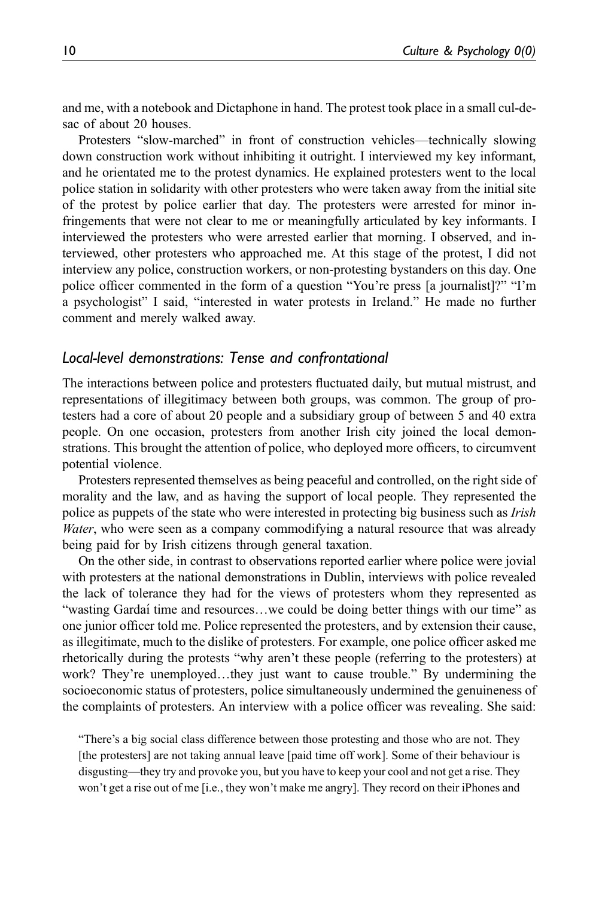and me, with a notebook and Dictaphone in hand. The protest took place in a small cul-de-sac of about 20 houses.

Protesters "slow-marched" in front of construction vehicles—technically slowing down construction work without inhibiting it outright. I interviewed my key informant, and he orientated me to the protest dynamics. He explained protesters went to the local police station in solidarity with other protesters who were taken away from the initial site of the protest by police earlier that day. The protesters were arrested for minor infringements that were not clear to me or meaningfully articulated by key informants. I interviewed the protesters who were arrested earlier that morning. I observed, and interviewed, other protesters who approached me. At this stage of the protest, I did not interview any police, construction workers, or non-protesting bystanders on this day. One police officer commented in the form of a question "You're press [a journalist]?" "I'm a psychologist" I said, "interested in water protests in Ireland." He made no further comment and merely walked away.

### *Local-level demonstrations: Tense and confrontational*

The interactions between police and protesters fluctuated daily, but mutual mistrust, and representations of illegitimacy between both groups, was common. The group of protesters had a core of about 20 people and a subsidiary group of between 5 and 40 extra people. On one occasion, protesters from another Irish city joined the local demonstrations. This brought the attention of police, who deployed more officers, to circumvent potential violence.

Protesters represented themselves as being peaceful and controlled, on the right side of morality and the law, and as having the support of local people. They represented the police as puppets of the state who were interested in protecting big business such as *Irish Water*, who were seen as a company commodifying a natural resource that was already being paid for by Irish citizens through general taxation.

On the other side, in contrast to observations reported earlier where police were jovial with protesters at the national demonstrations in Dublin, interviews with police revealed the lack of tolerance they had for the views of protesters whom they represented as "wasting Gardaí time and resources…we could be doing better things with our time" as one junior officer told me. Police represented the protesters, and by extension their cause, as illegitimate, much to the dislike of protesters. For example, one police officer asked me rhetorically during the protests "why aren't these people (referring to the protesters) at work? They're unemployed…they just want to cause trouble." By undermining the socioeconomic status of protesters, police simultaneously undermined the genuineness of the complaints of protesters. An interview with a police officer was revealing. She said:

> "There's a big social class difference between those protesting and those who are not. They [the protesters] are not taking annual leave [paid time off work]. Some of their behaviour is disgusting—they try and provoke you, but you have to keep your cool and not get a rise. They won't get a rise out of me [i.e., they won't make me angry]. They record on their iPhones and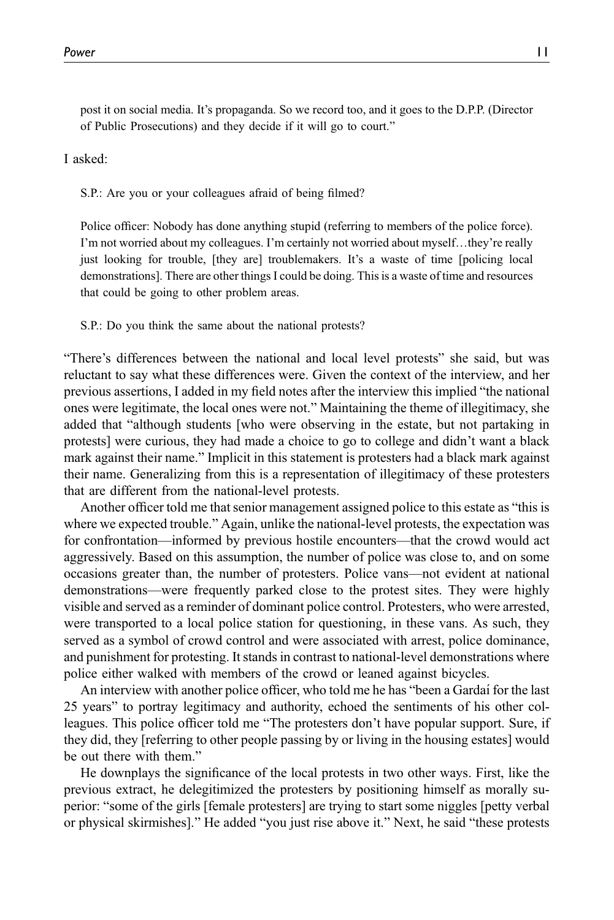post it on social media. It's propaganda. So we record too, and it goes to the D.P.P. (Director of Public Prosecutions) and they decide if it will go to court."

I asked:

> S.P.: Are you or your colleagues afraid of being filmed?
>
> Police officer: Nobody has done anything stupid (referring to members of the police force). I'm not worried about my colleagues. I'm certainly not worried about myself…they're really just looking for trouble, [they are] troublemakers. It's a waste of time [policing local demonstrations]. There are other things I could be doing. This is a waste of time and resources that could be going to other problem areas.
>
> S.P.: Do you think the same about the national protests?

"There's differences between the national and local level protests" she said, but was reluctant to say what these differences were. Given the context of the interview, and her previous assertions, I added in my field notes after the interview this implied "the national ones were legitimate, the local ones were not." Maintaining the theme of illegitimacy, she added that "although students [who were observing in the estate, but not partaking in protests] were curious, they had made a choice to go to college and didn't want a black mark against their name." Implicit in this statement is protesters had a black mark against their name. Generalizing from this is a representation of illegitimacy of these protesters that are different from the national-level protests.

Another officer told me that senior management assigned police to this estate as "this is where we expected trouble." Again, unlike the national-level protests, the expectation was for confrontation—informed by previous hostile encounters—that the crowd would act aggressively. Based on this assumption, the number of police was close to, and on some occasions greater than, the number of protesters. Police vans—not evident at national demonstrations—were frequently parked close to the protest sites. They were highly visible and served as a reminder of dominant police control. Protesters, who were arrested, were transported to a local police station for questioning, in these vans. As such, they served as a symbol of crowd control and were associated with arrest, police dominance, and punishment for protesting. It stands in contrast to national-level demonstrations where police either walked with members of the crowd or leaned against bicycles.

An interview with another police officer, who told me he has "been a Gardaí for the last 25 years" to portray legitimacy and authority, echoed the sentiments of his other colleagues. This police officer told me "The protesters don't have popular support. Sure, if they did, they [referring to other people passing by or living in the housing estates] would be out there with them."

He downplays the significance of the local protests in two other ways. First, like the previous extract, he delegitimized the protesters by positioning himself as morally superior: "some of the girls [female protesters] are trying to start some niggles [petty verbal or physical skirmishes]." He added "you just rise above it." Next, he said "these protests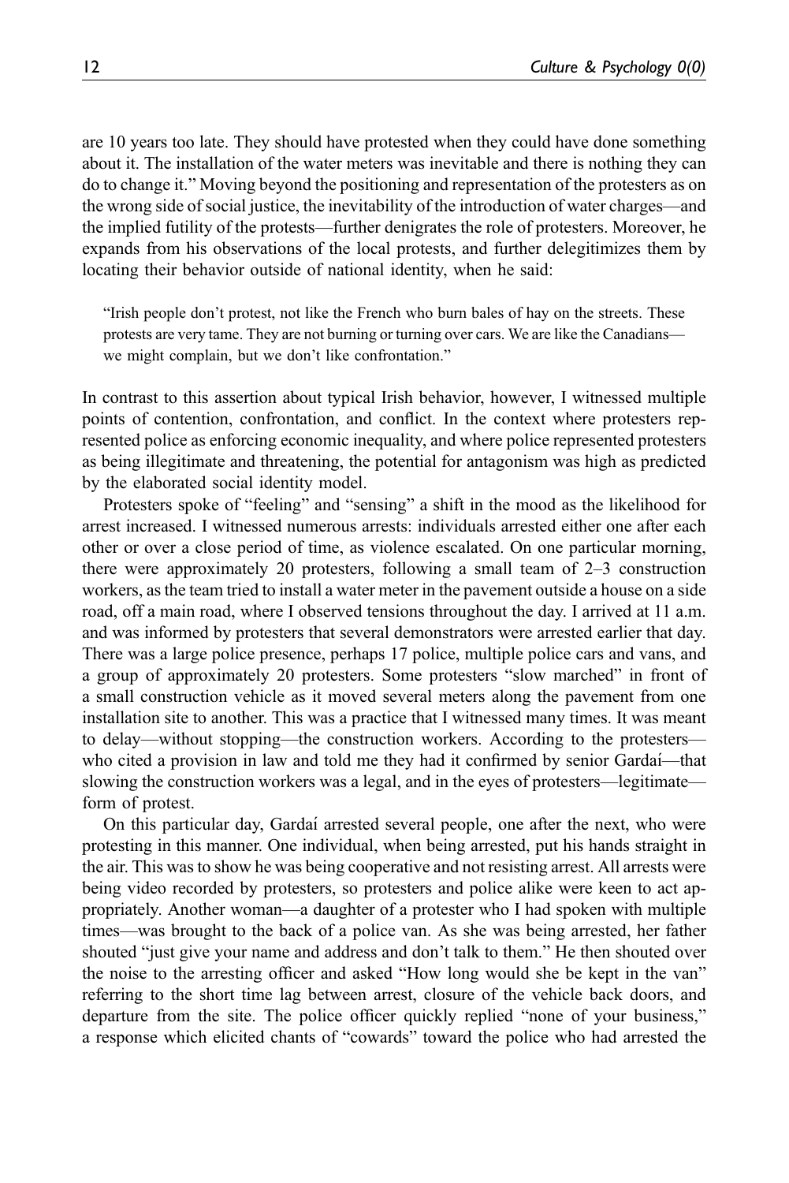are 10 years too late. They should have protested when they could have done something about it. The installation of the water meters was inevitable and there is nothing they can do to change it." Moving beyond the positioning and representation of the protesters as on the wrong side of social justice, the inevitability of the introduction of water charges—and the implied futility of the protests—further denigrates the role of protesters. Moreover, he expands from his observations of the local protests, and further delegitimizes them by locating their behavior outside of national identity, when he said:

> "Irish people don't protest, not like the French who burn bales of hay on the streets. These protests are very tame. They are not burning or turning over cars. We are like the Canadians—we might complain, but we don't like confrontation."

In contrast to this assertion about typical Irish behavior, however, I witnessed multiple points of contention, confrontation, and conflict. In the context where protesters represented police as enforcing economic inequality, and where police represented protesters as being illegitimate and threatening, the potential for antagonism was high as predicted by the elaborated social identity model.

Protesters spoke of "feeling" and "sensing" a shift in the mood as the likelihood for arrest increased. I witnessed numerous arrests: individuals arrested either one after each other or over a close period of time, as violence escalated. On one particular morning, there were approximately 20 protesters, following a small team of 2–3 construction workers, as the team tried to install a water meter in the pavement outside a house on a side road, off a main road, where I observed tensions throughout the day. I arrived at 11 a.m. and was informed by protesters that several demonstrators were arrested earlier that day. There was a large police presence, perhaps 17 police, multiple police cars and vans, and a group of approximately 20 protesters. Some protesters "slow marched" in front of a small construction vehicle as it moved several meters along the pavement from one installation site to another. This was a practice that I witnessed many times. It was meant to delay—without stopping—the construction workers. According to the protesters—who cited a provision in law and told me they had it confirmed by senior Gardaí—that slowing the construction workers was a legal, and in the eyes of protesters—legitimate—form of protest.

On this particular day, Gardaí arrested several people, one after the next, who were protesting in this manner. One individual, when being arrested, put his hands straight in the air. This was to show he was being cooperative and not resisting arrest. All arrests were being video recorded by protesters, so protesters and police alike were keen to act appropriately. Another woman—a daughter of a protester who I had spoken with multiple times—was brought to the back of a police van. As she was being arrested, her father shouted "just give your name and address and don't talk to them." He then shouted over the noise to the arresting officer and asked "How long would she be kept in the van" referring to the short time lag between arrest, closure of the vehicle back doors, and departure from the site. The police officer quickly replied "none of your business," a response which elicited chants of "cowards" toward the police who had arrested the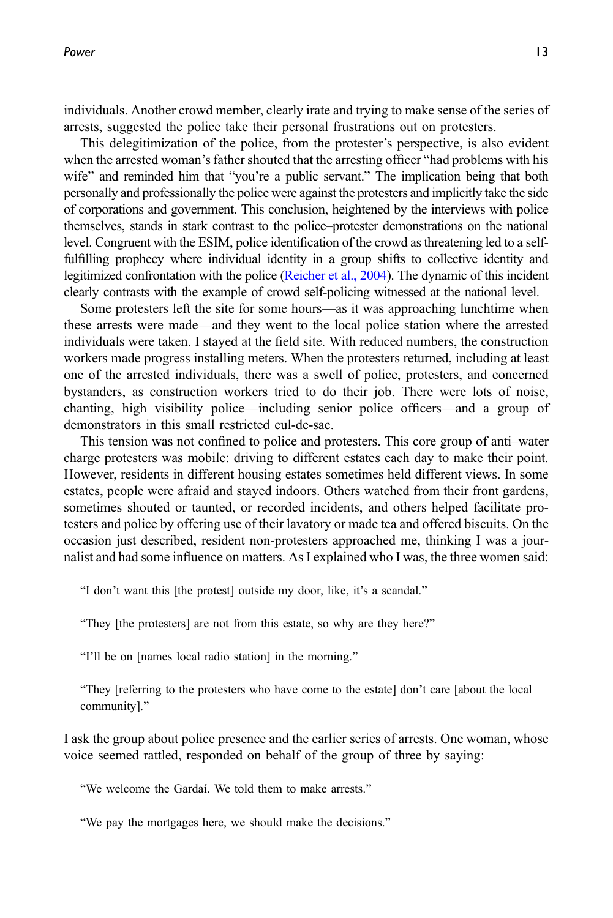individuals. Another crowd member, clearly irate and trying to make sense of the series of arrests, suggested the police take their personal frustrations out on protesters.

This delegitimization of the police, from the protester's perspective, is also evident when the arrested woman's father shouted that the arresting officer "had problems with his wife" and reminded him that "you're a public servant." The implication being that both personally and professionally the police were against the protesters and implicitly take the side of corporations and government. This conclusion, heightened by the interviews with police themselves, stands in stark contrast to the police–protester demonstrations on the national level. Congruent with the ESIM, police identification of the crowd as threatening led to a self-fulfilling prophecy where individual identity in a group shifts to collective identity and legitimized confrontation with the police (Reicher et al., 2004). The dynamic of this incident clearly contrasts with the example of crowd self-policing witnessed at the national level.

Some protesters left the site for some hours—as it was approaching lunchtime when these arrests were made—and they went to the local police station where the arrested individuals were taken. I stayed at the field site. With reduced numbers, the construction workers made progress installing meters. When the protesters returned, including at least one of the arrested individuals, there was a swell of police, protesters, and concerned bystanders, as construction workers tried to do their job. There were lots of noise, chanting, high visibility police—including senior police officers—and a group of demonstrators in this small restricted cul-de-sac.

This tension was not confined to police and protesters. This core group of anti–water charge protesters was mobile: driving to different estates each day to make their point. However, residents in different housing estates sometimes held different views. In some estates, people were afraid and stayed indoors. Others watched from their front gardens, sometimes shouted or taunted, or recorded incidents, and others helped facilitate protesters and police by offering use of their lavatory or made tea and offered biscuits. On the occasion just described, resident non-protesters approached me, thinking I was a journalist and had some influence on matters. As I explained who I was, the three women said:

> "I don't want this [the protest] outside my door, like, it's a scandal."
>
> "They [the protesters] are not from this estate, so why are they here?"
>
> "I'll be on [names local radio station] in the morning."
>
> "They [referring to the protesters who have come to the estate] don't care [about the local community]."

I ask the group about police presence and the earlier series of arrests. One woman, whose voice seemed rattled, responded on behalf of the group of three by saying:

> "We welcome the Gardaí. We told them to make arrests."
>
> "We pay the mortgages here, we should make the decisions."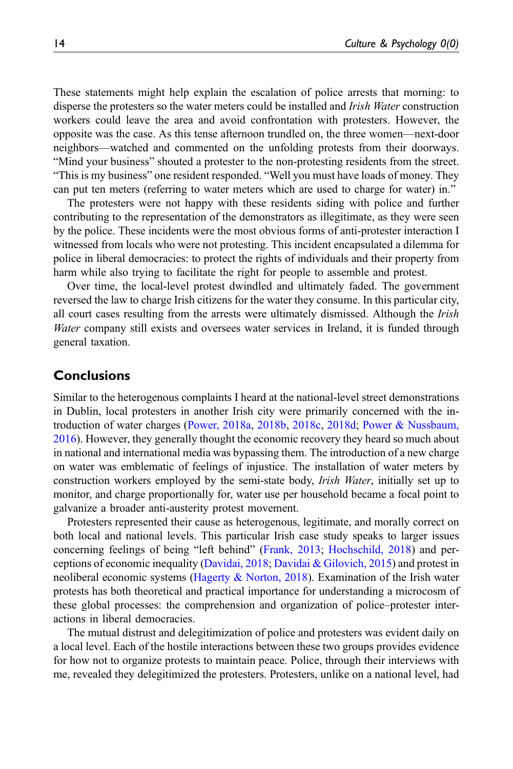These statements might help explain the escalation of police arrests that morning: to disperse the protesters so the water meters could be installed and *Irish Water* construction workers could leave the area and avoid confrontation with protesters. However, the opposite was the case. As this tense afternoon trundled on, the three women—next-door neighbors—watched and commented on the unfolding protests from their doorways. "Mind your business" shouted a protester to the non-protesting residents from the street. "This is my business" one resident responded. "Well you must have loads of money. They can put ten meters (referring to water meters which are used to charge for water) in."

The protesters were not happy with these residents siding with police and further contributing to the representation of the demonstrators as illegitimate, as they were seen by the police. These incidents were the most obvious forms of anti-protester interaction I witnessed from locals who were not protesting. This incident encapsulated a dilemma for police in liberal democracies: to protect the rights of individuals and their property from harm while also trying to facilitate the right for people to assemble and protest.

Over time, the local-level protest dwindled and ultimately faded. The government reversed the law to charge Irish citizens for the water they consume. In this particular city, all court cases resulting from the arrests were ultimately dismissed. Although the *Irish Water* company still exists and oversees water services in Ireland, it is funded through general taxation.

## Conclusions

Similar to the heterogenous complaints I heard at the national-level street demonstrations in Dublin, local protesters in another Irish city were primarily concerned with the introduction of water charges (Power, 2018a, 2018b, 2018c, 2018d; Power & Nussbaum, 2016). However, they generally thought the economic recovery they heard so much about in national and international media was bypassing them. The introduction of a new charge on water was emblematic of feelings of injustice. The installation of water meters by construction workers employed by the semi-state body, *Irish Water*, initially set up to monitor, and charge proportionally for, water use per household became a focal point to galvanize a broader anti-austerity protest movement.

Protesters represented their cause as heterogenous, legitimate, and morally correct on both local and national levels. This particular Irish case study speaks to larger issues concerning feelings of being "left behind" (Frank, 2013; Hochschild, 2018) and perceptions of economic inequality (Davidai, 2018; Davidai & Gilovich, 2015) and protest in neoliberal economic systems (Hagerty & Norton, 2018). Examination of the Irish water protests has both theoretical and practical importance for understanding a microcosm of these global processes: the comprehension and organization of police–protester interactions in liberal democracies.

The mutual distrust and delegitimization of police and protesters was evident daily on a local level. Each of the hostile interactions between these two groups provides evidence for how not to organize protests to maintain peace. Police, through their interviews with me, revealed they delegitimized the protesters. Protesters, unlike on a national level, had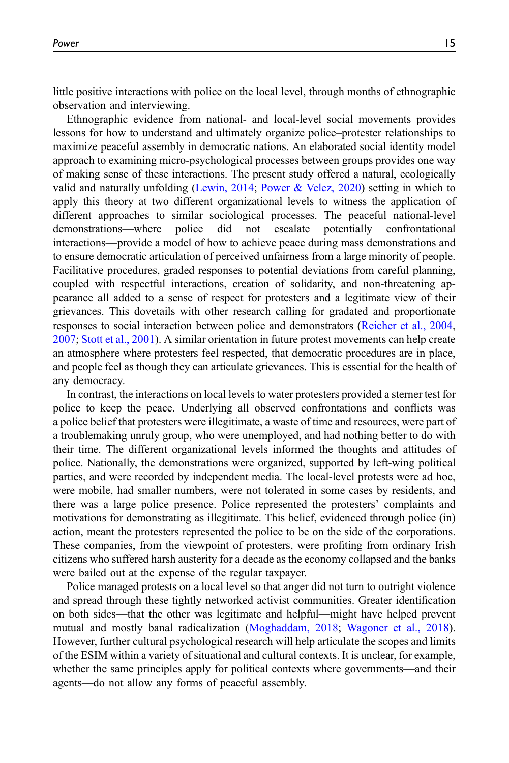little positive interactions with police on the local level, through months of ethnographic observation and interviewing.

Ethnographic evidence from national- and local-level social movements provides lessons for how to understand and ultimately organize police–protester relationships to maximize peaceful assembly in democratic nations. An elaborated social identity model approach to examining micro-psychological processes between groups provides one way of making sense of these interactions. The present study offered a natural, ecologically valid and naturally unfolding (Lewin, 2014; Power & Velez, 2020) setting in which to apply this theory at two different organizational levels to witness the application of different approaches to similar sociological processes. The peaceful national-level demonstrations—where police did not escalate potentially confrontational interactions—provide a model of how to achieve peace during mass demonstrations and to ensure democratic articulation of perceived unfairness from a large minority of people. Facilitative procedures, graded responses to potential deviations from careful planning, coupled with respectful interactions, creation of solidarity, and non-threatening appearance all added to a sense of respect for protesters and a legitimate view of their grievances. This dovetails with other research calling for gradated and proportionate responses to social interaction between police and demonstrators (Reicher et al., 2004, 2007; Stott et al., 2001). A similar orientation in future protest movements can help create an atmosphere where protesters feel respected, that democratic procedures are in place, and people feel as though they can articulate grievances. This is essential for the health of any democracy.

In contrast, the interactions on local levels to water protesters provided a sterner test for police to keep the peace. Underlying all observed confrontations and conflicts was a police belief that protesters were illegitimate, a waste of time and resources, were part of a troublemaking unruly group, who were unemployed, and had nothing better to do with their time. The different organizational levels informed the thoughts and attitudes of police. Nationally, the demonstrations were organized, supported by left-wing political parties, and were recorded by independent media. The local-level protests were ad hoc, were mobile, had smaller numbers, were not tolerated in some cases by residents, and there was a large police presence. Police represented the protesters' complaints and motivations for demonstrating as illegitimate. This belief, evidenced through police (in) action, meant the protesters represented the police to be on the side of the corporations. These companies, from the viewpoint of protesters, were profiting from ordinary Irish citizens who suffered harsh austerity for a decade as the economy collapsed and the banks were bailed out at the expense of the regular taxpayer.

Police managed protests on a local level so that anger did not turn to outright violence and spread through these tightly networked activist communities. Greater identification on both sides—that the other was legitimate and helpful—might have helped prevent mutual and mostly banal radicalization (Moghaddam, 2018; Wagoner et al., 2018). However, further cultural psychological research will help articulate the scopes and limits of the ESIM within a variety of situational and cultural contexts. It is unclear, for example, whether the same principles apply for political contexts where governments—and their agents—do not allow any forms of peaceful assembly.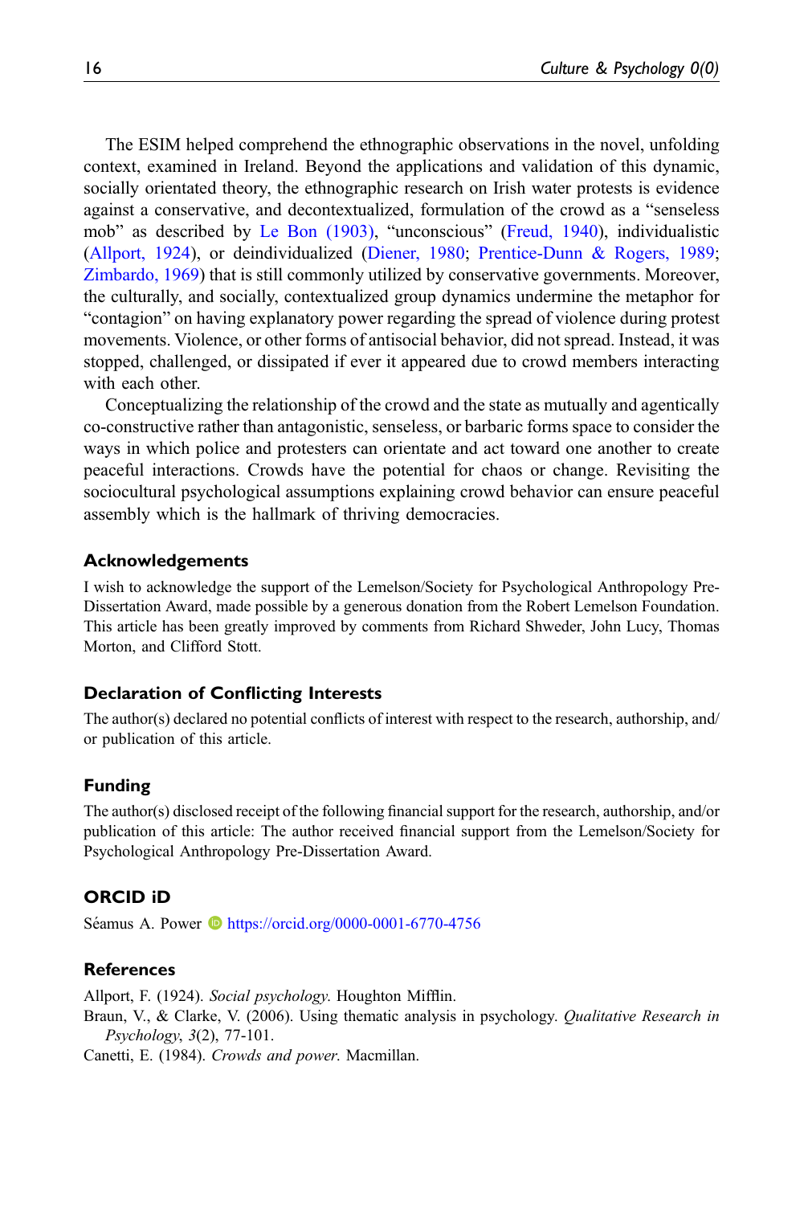The ESIM helped comprehend the ethnographic observations in the novel, unfolding context, examined in Ireland. Beyond the applications and validation of this dynamic, socially orientated theory, the ethnographic research on Irish water protests is evidence against a conservative, and decontextualized, formulation of the crowd as a "senseless mob" as described by Le Bon (1903), "unconscious" (Freud, 1940), individualistic (Allport, 1924), or deindividualized (Diener, 1980; Prentice-Dunn & Rogers, 1989; Zimbardo, 1969) that is still commonly utilized by conservative governments. Moreover, the culturally, and socially, contextualized group dynamics undermine the metaphor for "contagion" on having explanatory power regarding the spread of violence during protest movements. Violence, or other forms of antisocial behavior, did not spread. Instead, it was stopped, challenged, or dissipated if ever it appeared due to crowd members interacting with each other.

Conceptualizing the relationship of the crowd and the state as mutually and agentically co-constructive rather than antagonistic, senseless, or barbaric forms space to consider the ways in which police and protesters can orientate and act toward one another to create peaceful interactions. Crowds have the potential for chaos or change. Revisiting the sociocultural psychological assumptions explaining crowd behavior can ensure peaceful assembly which is the hallmark of thriving democracies.

## Acknowledgements

I wish to acknowledge the support of the Lemelson/Society for Psychological Anthropology Pre-Dissertation Award, made possible by a generous donation from the Robert Lemelson Foundation. This article has been greatly improved by comments from Richard Shweder, John Lucy, Thomas Morton, and Clifford Stott.

## Declaration of Conflicting Interests

The author(s) declared no potential conflicts of interest with respect to the research, authorship, and/or publication of this article.

## Funding

The author(s) disclosed receipt of the following financial support for the research, authorship, and/or publication of this article: The author received financial support from the Lemelson/Society for Psychological Anthropology Pre-Dissertation Award.

## ORCID iD

Séamus A. Power https://orcid.org/0000-0001-6770-4756

## References

Allport, F. (1924). *Social psychology.* Houghton Mifflin.

Braun, V., & Clarke, V. (2006). Using thematic analysis in psychology. *Qualitative Research in Psychology*, *3*(2), 77-101.

Canetti, E. (1984). *Crowds and power.* Macmillan.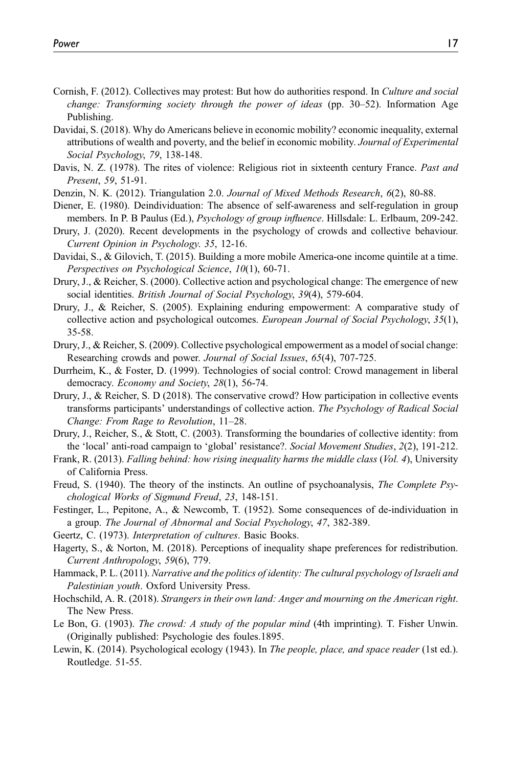Cornish, F. (2012). Collectives may protest: But how do authorities respond. In *Culture and social change: Transforming society through the power of ideas* (pp. 30–52). Information Age Publishing.

Davidai, S. (2018). Why do Americans believe in economic mobility? economic inequality, external attributions of wealth and poverty, and the belief in economic mobility. *Journal of Experimental Social Psychology*, *79*, 138-148.

Davis, N. Z. (1978). The rites of violence: Religious riot in sixteenth century France. *Past and Present*, *59*, 51-91.

Denzin, N. K. (2012). Triangulation 2.0. *Journal of Mixed Methods Research*, *6*(2), 80-88.

Diener, E. (1980). Deindividuation: The absence of self-awareness and self-regulation in group members. In P. B Paulus (Ed.), *Psychology of group influence*. Hillsdale: L. Erlbaum, 209-242.

Drury, J. (2020). Recent developments in the psychology of crowds and collective behaviour. *Current Opinion in Psychology*. *35*, 12-16.

Davidai, S., & Gilovich, T. (2015). Building a more mobile America-one income quintile at a time. *Perspectives on Psychological Science*, *10*(1), 60-71.

Drury, J., & Reicher, S. (2000). Collective action and psychological change: The emergence of new social identities. *British Journal of Social Psychology*, *39*(4), 579-604.

Drury, J., & Reicher, S. (2005). Explaining enduring empowerment: A comparative study of collective action and psychological outcomes. *European Journal of Social Psychology*, *35*(1), 35-58.

Drury, J., & Reicher, S. (2009). Collective psychological empowerment as a model of social change: Researching crowds and power. *Journal of Social Issues*, *65*(4), 707-725.

Durrheim, K., & Foster, D. (1999). Technologies of social control: Crowd management in liberal democracy. *Economy and Society*, *28*(1), 56-74.

Drury, J., & Reicher, S. D (2018). The conservative crowd? How participation in collective events transforms participants' understandings of collective action. *The Psychology of Radical Social Change: From Rage to Revolution*, 11–28.

Drury, J., Reicher, S., & Stott, C. (2003). Transforming the boundaries of collective identity: from the 'local' anti-road campaign to 'global' resistance?. *Social Movement Studies*, *2*(2), 191-212.

Frank, R. (2013). *Falling behind: how rising inequality harms the middle class* (*Vol. 4*), University of California Press.

Freud, S. (1940). The theory of the instincts. An outline of psychoanalysis, *The Complete Psychological Works of Sigmund Freud*, *23*, 148-151.

Festinger, L., Pepitone, A., & Newcomb, T. (1952). Some consequences of de-individuation in a group. *The Journal of Abnormal and Social Psychology*, *47*, 382-389.

Geertz, C. (1973). *Interpretation of cultures*. Basic Books.

Hagerty, S., & Norton, M. (2018). Perceptions of inequality shape preferences for redistribution. *Current Anthropology*, *59*(6), 779.

Hammack, P. L. (2011). *Narrative and the politics of identity: The cultural psychology of Israeli and Palestinian youth*. Oxford University Press.

Hochschild, A. R. (2018). *Strangers in their own land: Anger and mourning on the American right*. The New Press.

Le Bon, G. (1903). *The crowd: A study of the popular mind* (4th imprinting). T. Fisher Unwin. (Originally published: Psychologie des foules.1895.

Lewin, K. (2014). Psychological ecology (1943). In *The people, place, and space reader* (1st ed.). Routledge. 51-55.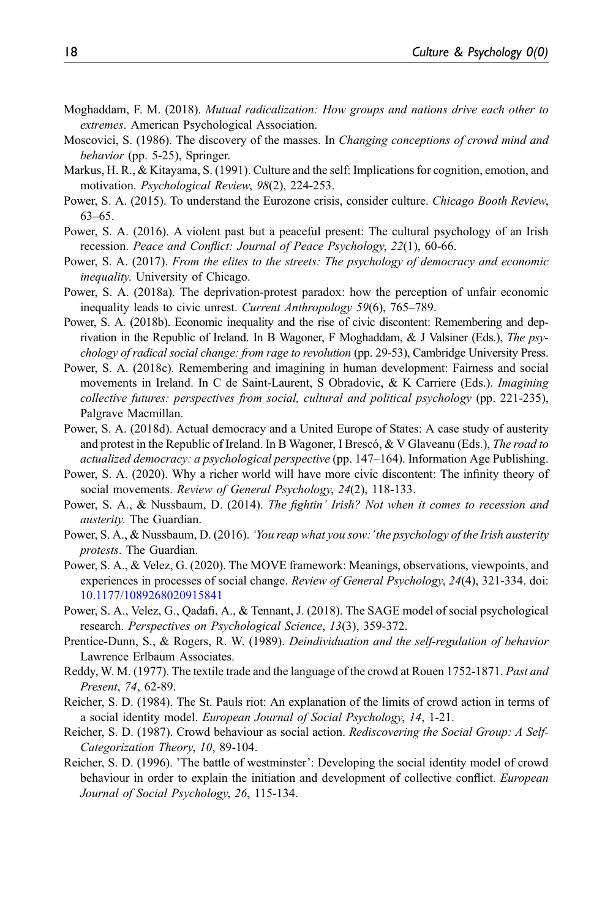Moghaddam, F. M. (2018). *Mutual radicalization: How groups and nations drive each other to extremes*. American Psychological Association.

Moscovici, S. (1986). The discovery of the masses. In *Changing conceptions of crowd mind and behavior* (pp. 5-25), Springer.

Markus, H. R., & Kitayama, S. (1991). Culture and the self: Implications for cognition, emotion, and motivation. *Psychological Review*, *98*(2), 224-253.

Power, S. A. (2015). To understand the Eurozone crisis, consider culture. *Chicago Booth Review*, 63–65.

Power, S. A. (2016). A violent past but a peaceful present: The cultural psychology of an Irish recession. *Peace and Conflict: Journal of Peace Psychology*, *22*(1), 60-66.

Power, S. A. (2017). *From the elites to the streets: The psychology of democracy and economic inequality*. University of Chicago.

Power, S. A. (2018a). The deprivation-protest paradox: how the perception of unfair economic inequality leads to civic unrest. *Current Anthropology 59*(6), 765–789.

Power, S. A. (2018b). Economic inequality and the rise of civic discontent: Remembering and deprivation in the Republic of Ireland. In B Wagoner, F Moghaddam, & J Valsiner (Eds.), *The psychology of radical social change: from rage to revolution* (pp. 29-53), Cambridge University Press.

Power, S. A. (2018c). Remembering and imagining in human development: Fairness and social movements in Ireland. In C de Saint-Laurent, S Obradovic, & K Carriere (Eds.). *Imagining collective futures: perspectives from social, cultural and political psychology* (pp. 221-235), Palgrave Macmillan.

Power, S. A. (2018d). Actual democracy and a United Europe of States: A case study of austerity and protest in the Republic of Ireland. In B Wagoner, I Brescó, & V Glaveanu (Eds.), *The road to actualized democracy: a psychological perspective* (pp. 147–164). Information Age Publishing.

Power, S. A. (2020). Why a richer world will have more civic discontent: The infinity theory of social movements. *Review of General Psychology*, *24*(2), 118-133.

Power, S. A., & Nussbaum, D. (2014). *The fightin' Irish? Not when it comes to recession and austerity*. The Guardian.

Power, S. A., & Nussbaum, D. (2016). *'You reap what you sow:' the psychology of the Irish austerity protests*. The Guardian.

Power, S. A., & Velez, G. (2020). The MOVE framework: Meanings, observations, viewpoints, and experiences in processes of social change. *Review of General Psychology*, *24*(4), 321-334. doi: 10.1177/1089268020915841

Power, S. A., Velez, G., Qadafi, A., & Tennant, J. (2018). The SAGE model of social psychological research. *Perspectives on Psychological Science*, *13*(3), 359-372.

Prentice-Dunn, S., & Rogers, R. W. (1989). *Deindividuation and the self-regulation of behavior* Lawrence Erlbaum Associates.

Reddy, W. M. (1977). The textile trade and the language of the crowd at Rouen 1752-1871. *Past and Present*, *74*, 62-89.

Reicher, S. D. (1984). The St. Pauls riot: An explanation of the limits of crowd action in terms of a social identity model. *European Journal of Social Psychology*, *14*, 1-21.

Reicher, S. D. (1987). Crowd behaviour as social action. *Rediscovering the Social Group: A Self-Categorization Theory*, *10*, 89-104.

Reicher, S. D. (1996). 'The battle of westminster': Developing the social identity model of crowd behaviour in order to explain the initiation and development of collective conflict. *European Journal of Social Psychology*, *26*, 115-134.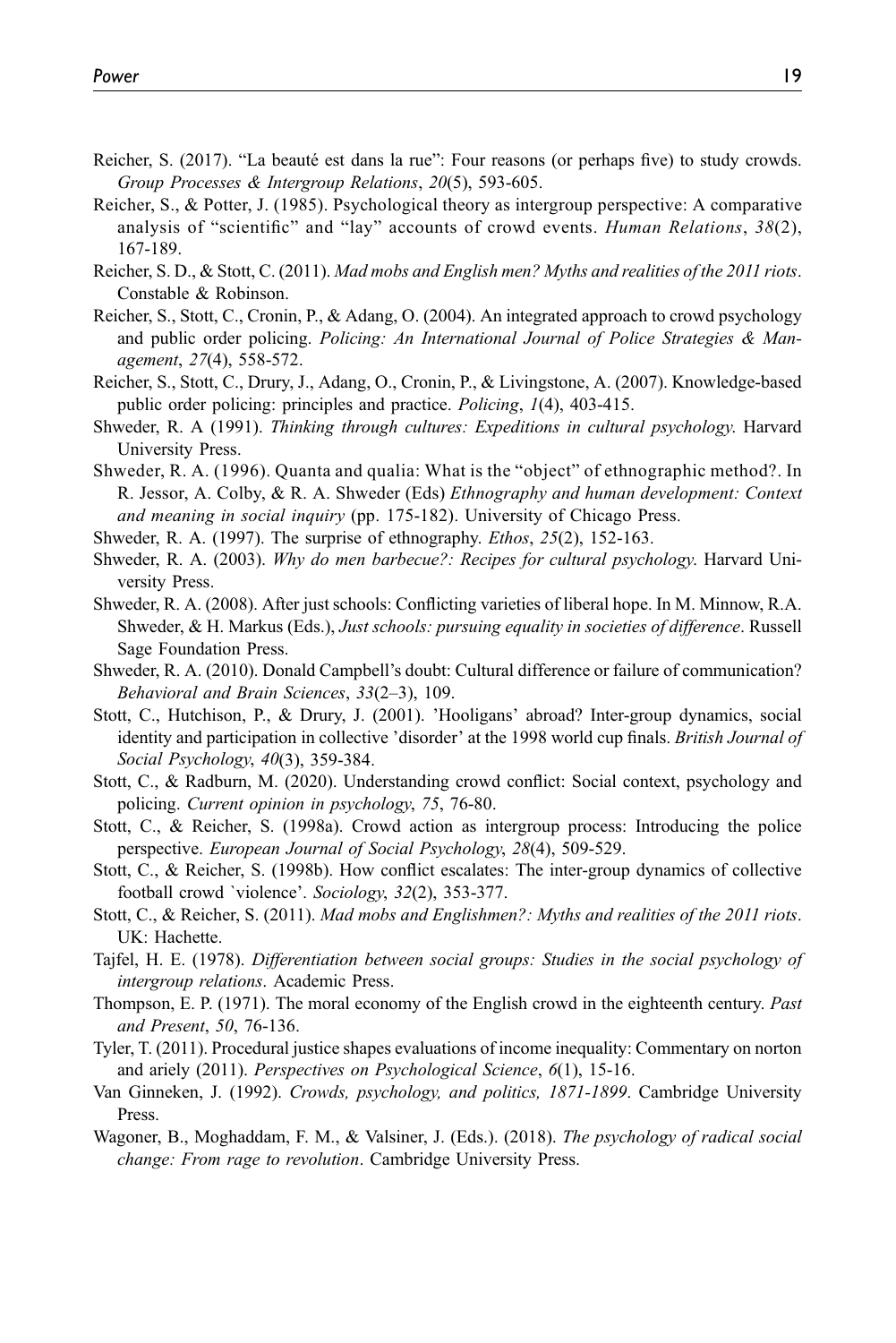Reicher, S. (2017). "La beauté est dans la rue": Four reasons (or perhaps five) to study crowds. *Group Processes & Intergroup Relations*, *20*(5), 593-605.

Reicher, S., & Potter, J. (1985). Psychological theory as intergroup perspective: A comparative analysis of "scientific" and "lay" accounts of crowd events. *Human Relations*, *38*(2), 167-189.

Reicher, S. D., & Stott, C. (2011). *Mad mobs and English men? Myths and realities of the 2011 riots*. Constable & Robinson.

Reicher, S., Stott, C., Cronin, P., & Adang, O. (2004). An integrated approach to crowd psychology and public order policing. *Policing: An International Journal of Police Strategies & Management*, *27*(4), 558-572.

Reicher, S., Stott, C., Drury, J., Adang, O., Cronin, P., & Livingstone, A. (2007). Knowledge-based public order policing: principles and practice. *Policing*, *1*(4), 403-415.

Shweder, R. A (1991). *Thinking through cultures: Expeditions in cultural psychology*. Harvard University Press.

Shweder, R. A. (1996). Quanta and qualia: What is the "object" of ethnographic method?. In R. Jessor, A. Colby, & R. A. Shweder (Eds) *Ethnography and human development: Context and meaning in social inquiry* (pp. 175-182). University of Chicago Press.

Shweder, R. A. (1997). The surprise of ethnography. *Ethos*, *25*(2), 152-163.

Shweder, R. A. (2003). *Why do men barbecue?: Recipes for cultural psychology*. Harvard University Press.

Shweder, R. A. (2008). After just schools: Conflicting varieties of liberal hope. In M. Minnow, R.A. Shweder, & H. Markus (Eds.), *Just schools: pursuing equality in societies of difference*. Russell Sage Foundation Press.

Shweder, R. A. (2010). Donald Campbell's doubt: Cultural difference or failure of communication? *Behavioral and Brain Sciences*, *33*(2–3), 109.

Stott, C., Hutchison, P., & Drury, J. (2001). 'Hooligans' abroad? Inter-group dynamics, social identity and participation in collective 'disorder' at the 1998 world cup finals. *British Journal of Social Psychology*, *40*(3), 359-384.

Stott, C., & Radburn, M. (2020). Understanding crowd conflict: Social context, psychology and policing. *Current opinion in psychology*, *75*, 76-80.

Stott, C., & Reicher, S. (1998a). Crowd action as intergroup process: Introducing the police perspective. *European Journal of Social Psychology*, *28*(4), 509-529.

Stott, C., & Reicher, S. (1998b). How conflict escalates: The inter-group dynamics of collective football crowd `violence'. *Sociology*, *32*(2), 353-377.

Stott, C., & Reicher, S. (2011). *Mad mobs and Englishmen?: Myths and realities of the 2011 riots*. UK: Hachette.

Tajfel, H. E. (1978). *Differentiation between social groups: Studies in the social psychology of intergroup relations*. Academic Press.

Thompson, E. P. (1971). The moral economy of the English crowd in the eighteenth century. *Past and Present*, *50*, 76-136.

Tyler, T. (2011). Procedural justice shapes evaluations of income inequality: Commentary on norton and ariely (2011). *Perspectives on Psychological Science*, *6*(1), 15-16.

Van Ginneken, J. (1992). *Crowds, psychology, and politics, 1871-1899*. Cambridge University Press.

Wagoner, B., Moghaddam, F. M., & Valsiner, J. (Eds.). (2018). *The psychology of radical social change: From rage to revolution*. Cambridge University Press.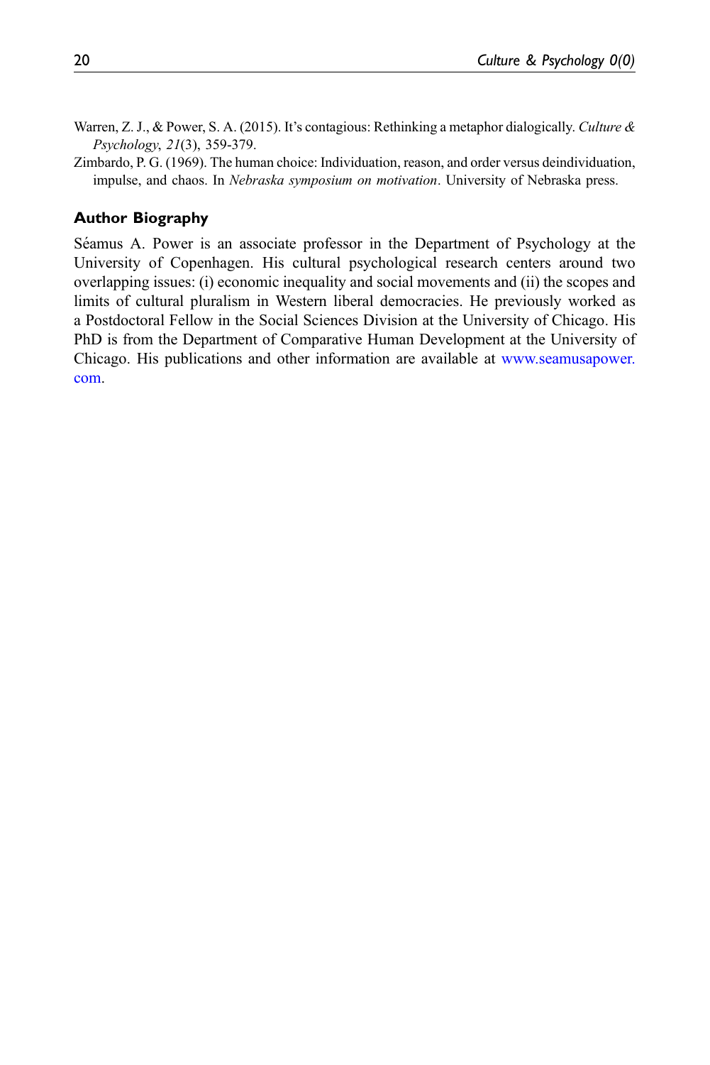Warren, Z. J., & Power, S. A. (2015). It's contagious: Rethinking a metaphor dialogically. *Culture & Psychology*, *21*(3), 359-379.

Zimbardo, P. G. (1969). The human choice: Individuation, reason, and order versus deindividuation, impulse, and chaos. In *Nebraska symposium on motivation*. University of Nebraska press.

## Author Biography

Séamus A. Power is an associate professor in the Department of Psychology at the University of Copenhagen. His cultural psychological research centers around two overlapping issues: (i) economic inequality and social movements and (ii) the scopes and limits of cultural pluralism in Western liberal democracies. He previously worked as a Postdoctoral Fellow in the Social Sciences Division at the University of Chicago. His PhD is from the Department of Comparative Human Development at the University of Chicago. His publications and other information are available at www.seamusapower.com.